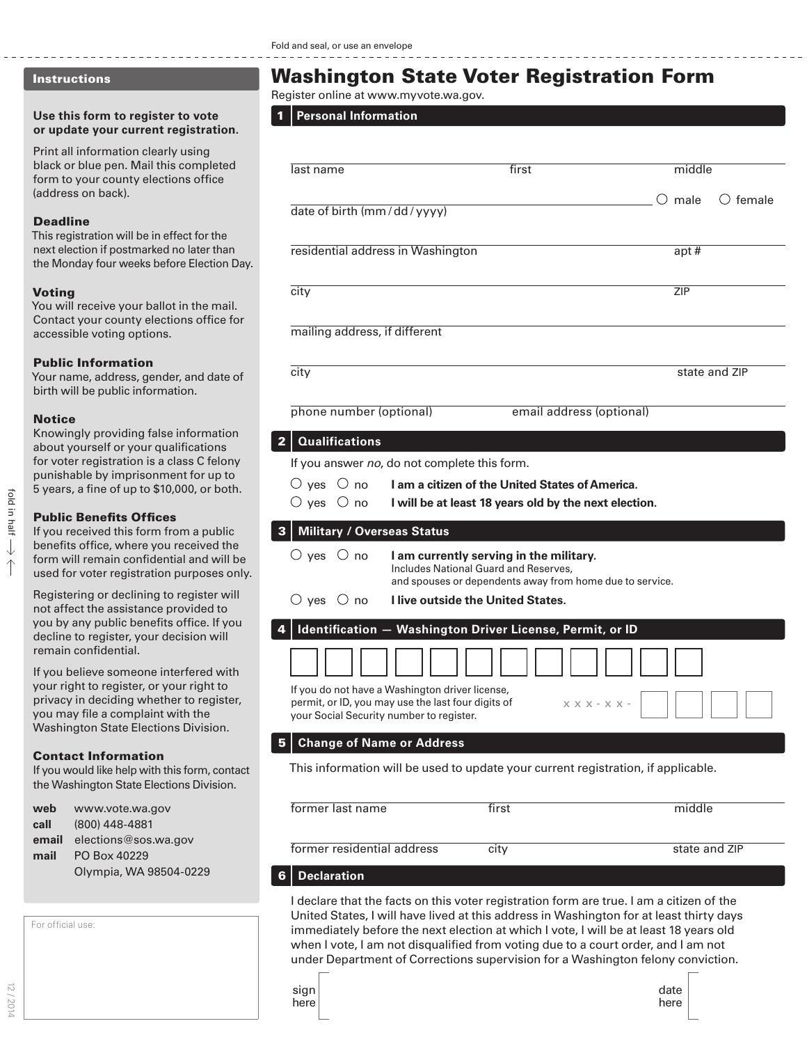Fold and seal, or use an envelope

## Instructions

**Use this form to register to vote or update your current registration.**

Print all information clearly using black or blue pen. Mail this completed form to your county elections office (address on back).

**Deadline**
This registration will be in effect for the next election if postmarked no later than the Monday four weeks before Election Day.

**Voting**
You will receive your ballot in the mail. Contact your county elections office for accessible voting options.

**Public Information**
Your name, address, gender, and date of birth will be public information.

**Notice**
Knowingly providing false information about yourself or your qualifications for voter registration is a class C felony punishable by imprisonment for up to 5 years, a fine of up to $10,000, or both.

**Public Benefits Offices**
If you received this form from a public benefits office, where you received the form will remain confidential and will be used for voter registration purposes only.

Registering or declining to register will not affect the assistance provided to you by any public benefits office. If you decline to register, your decision will remain confidential.

If you believe someone interfered with your right to register, or your right to privacy in deciding whether to register, you may file a complaint with the Washington State Elections Division.

**Contact Information**
If you would like help with this form, contact the Washington State Elections Division.

- **web** www.vote.wa.gov
- **call** (800) 448-4881
- **email** elections@sos.wa.gov
- **mail** PO Box 40229, Olympia, WA 98504-0229

For official use:

fold in half

12 / 2014

# Washington State Voter Registration Form

Register online at www.myvote.wa.gov.

## 1 Personal Information

last name ______ first ______ middle ______

date of birth (mm / dd / yyyy) ______ ○ male ○ female

residential address in Washington ______ apt # ______

city ______ ZIP ______

mailing address, if different ______

city ______ state and ZIP ______

phone number (optional) ______ email address (optional) ______

## 2 Qualifications

If you answer *no*, do not complete this form.

○ yes ○ no **I am a citizen of the United States of America.**

○ yes ○ no **I will be at least 18 years old by the next election.**

## 3 Military / Overseas Status

○ yes ○ no **I am currently serving in the military.**
Includes National Guard and Reserves, and spouses or dependents away from home due to service.

○ yes ○ no **I live outside the United States.**

## 4 Identification — Washington Driver License, Permit, or ID

☐☐☐☐☐☐☐☐☐☐☐☐

If you do not have a Washington driver license, permit, or ID, you may use the last four digits of your Social Security number to register.

x x x - x x - ☐☐☐☐

## 5 Change of Name or Address

This information will be used to update your current registration, if applicable.

former last name ______ first ______ middle ______

former residential address ______ city ______ state and ZIP ______

## 6 Declaration

I declare that the facts on this voter registration form are true. I am a citizen of the United States, I will have lived at this address in Washington for at least thirty days immediately before the next election at which I vote, I will be at least 18 years old when I vote, I am not disqualified from voting due to a court order, and I am not under Department of Corrections supervision for a Washington felony conviction.

sign here ______ date here ______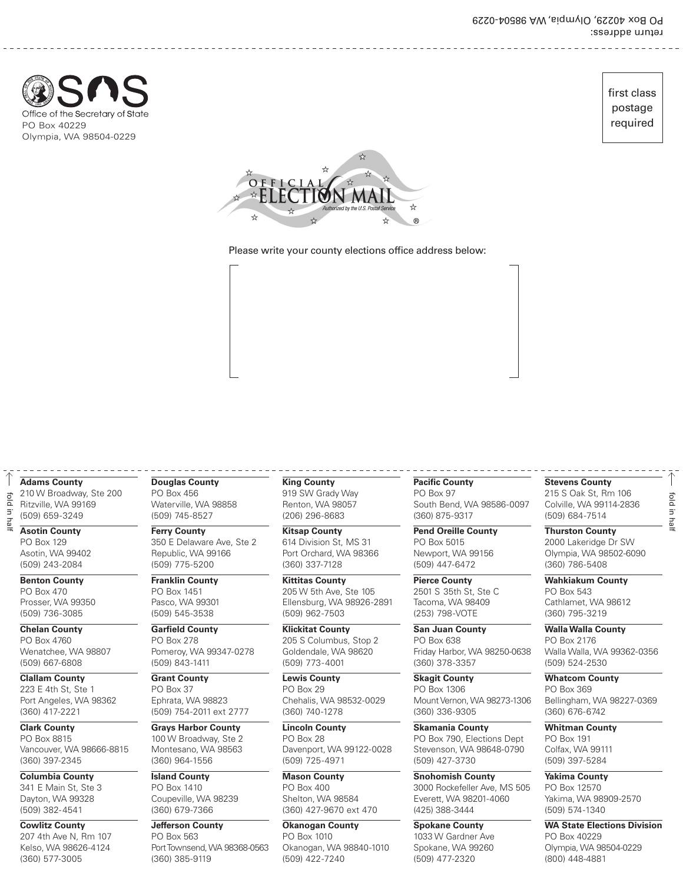return address:
PO Box 40229, Olympia, WA 98504-0229

Office of the Secretary of State
PO Box 40229
Olympia, WA 98504-0229

first class postage required

OFFICIAL ELECTION MAIL
Authorized by the U.S. Postal Service

Please write your county elections office address below:

fold in half

**Adams County**
210 W Broadway, Ste 200
Ritzville, WA 99169
(509) 659-3249

**Asotin County**
PO Box 129
Asotin, WA 99402
(509) 243-2084

**Benton County**
PO Box 470
Prosser, WA 99350
(509) 736-3085

**Chelan County**
PO Box 4760
Wenatchee, WA 98807
(509) 667-6808

**Clallam County**
223 E 4th St, Ste 1
Port Angeles, WA 98362
(360) 417-2221

**Clark County**
PO Box 8815
Vancouver, WA 98666-8815
(360) 397-2345

**Columbia County**
341 E Main St, Ste 3
Dayton, WA 99328
(509) 382-4541

**Cowlitz County**
207 4th Ave N, Rm 107
Kelso, WA 98626-4124
(360) 577-3005

**Douglas County**
PO Box 456
Waterville, WA 98858
(509) 745-8527

**Ferry County**
350 E Delaware Ave, Ste 2
Republic, WA 99166
(509) 775-5200

**Franklin County**
PO Box 1451
Pasco, WA 99301
(509) 545-3538

**Garfield County**
PO Box 278
Pomeroy, WA 99347-0278
(509) 843-1411

**Grant County**
PO Box 37
Ephrata, WA 98823
(509) 754-2011 ext 2777

**Grays Harbor County**
100 W Broadway, Ste 2
Montesano, WA 98563
(360) 964-1556

**Island County**
PO Box 1410
Coupeville, WA 98239
(360) 679-7366

**Jefferson County**
PO Box 563
Port Townsend, WA 98368-0563
(360) 385-9119

**King County**
919 SW Grady Way
Renton, WA 98057
(206) 296-8683

**Kitsap County**
614 Division St, MS 31
Port Orchard, WA 98366
(360) 337-7128

**Kittitas County**
205 W 5th Ave, Ste 105
Ellensburg, WA 98926-2891
(509) 962-7503

**Klickitat County**
205 S Columbus, Stop 2
Goldendale, WA 98620
(509) 773-4001

**Lewis County**
PO Box 29
Chehalis, WA 98532-0029
(360) 740-1278

**Lincoln County**
PO Box 28
Davenport, WA 99122-0028
(509) 725-4971

**Mason County**
PO Box 400
Shelton, WA 98584
(360) 427-9670 ext 470

**Okanogan County**
PO Box 1010
Okanogan, WA 98840-1010
(509) 422-7240

**Pacific County**
PO Box 97
South Bend, WA 98586-0097
(360) 875-9317

**Pend Oreille County**
PO Box 5015
Newport, WA 99156
(509) 447-6472

**Pierce County**
2501 S 35th St, Ste C
Tacoma, WA 98409
(253) 798-VOTE

**San Juan County**
PO Box 638
Friday Harbor, WA 98250-0638
(360) 378-3357

**Skagit County**
PO Box 1306
Mount Vernon, WA 98273-1306
(360) 336-9305

**Skamania County**
PO Box 790, Elections Dept
Stevenson, WA 98648-0790
(509) 427-3730

**Snohomish County**
3000 Rockefeller Ave, MS 505
Everett, WA 98201-4060
(425) 388-3444

**Spokane County**
1033 W Gardner Ave
Spokane, WA 99260
(509) 477-2320

**Stevens County**
215 S Oak St, Rm 106
Colville, WA 99114-2836
(509) 684-7514

**Thurston County**
2000 Lakeridge Dr SW
Olympia, WA 98502-6090
(360) 786-5408

**Wahkiakum County**
PO Box 543
Cathlamet, WA 98612
(360) 795-3219

**Walla Walla County**
PO Box 2176
Walla Walla, WA 99362-0356
(509) 524-2530

**Whatcom County**
PO Box 369
Bellingham, WA 98227-0369
(360) 676-6742

**Whitman County**
PO Box 191
Colfax, WA 99111
(509) 397-5284

**Yakima County**
PO Box 12570
Yakima, WA 98909-2570
(509) 574-1340

**WA State Elections Division**
PO Box 40229
Olympia, WA 98504-0229
(800) 448-4881

fold in half